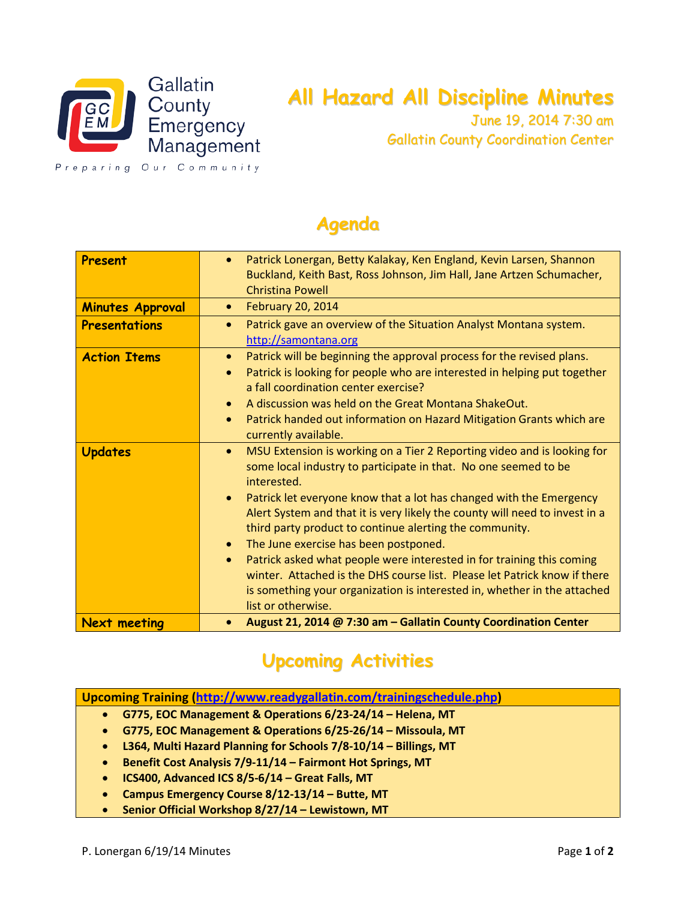Gallatin County Emergency Management

Preparing Our Community

# All Hazard All Discipline Minutes

**June 19, 2014 7:30 am**

**Gallatin County Coordination Center**

## Agenda

| | |
|---|---|
| **Present** | • Patrick Lonergan, Betty Kalakay, Ken England, Kevin Larsen, Shannon Buckland, Keith Bast, Ross Johnson, Jim Hall, Jane Artzen Schumacher, Christina Powell |
| **Minutes Approval** | • February 20, 2014 |
| **Presentations** | • Patrick gave an overview of the Situation Analyst Montana system. http://samontana.org |
| **Action Items** | • Patrick will be beginning the approval process for the revised plans. <br>• Patrick is looking for people who are interested in helping put together a fall coordination center exercise? <br>• A discussion was held on the Great Montana ShakeOut. <br>• Patrick handed out information on Hazard Mitigation Grants which are currently available. |
| **Updates** | • MSU Extension is working on a Tier 2 Reporting video and is looking for some local industry to participate in that. No one seemed to be interested. <br>• Patrick let everyone know that a lot has changed with the Emergency Alert System and that it is very likely the county will need to invest in a third party product to continue alerting the community. <br>• The June exercise has been postponed. <br>• Patrick asked what people were interested in for training this coming winter. Attached is the DHS course list. Please let Patrick know if there is something your organization is interested in, whether in the attached list or otherwise. |
| **Next meeting** | • **August 21, 2014 @ 7:30 am – Gallatin County Coordination Center** |

## Upcoming Activities

**Upcoming Training (http://www.readygallatin.com/trainingschedule.php)**

- **G775, EOC Management & Operations 6/23-24/14 – Helena, MT**
- **G775, EOC Management & Operations 6/25-26/14 – Missoula, MT**
- **L364, Multi Hazard Planning for Schools 7/8-10/14 – Billings, MT**
- **Benefit Cost Analysis 7/9-11/14 – Fairmont Hot Springs, MT**
- **ICS400, Advanced ICS 8/5-6/14 – Great Falls, MT**
- **Campus Emergency Course 8/12-13/14 – Butte, MT**
- **Senior Official Workshop 8/27/14 – Lewistown, MT**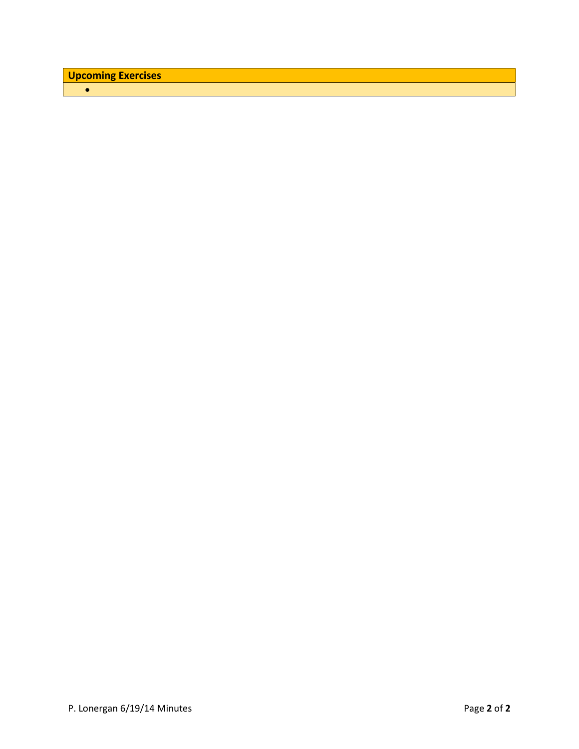## Upcoming Exercises

-